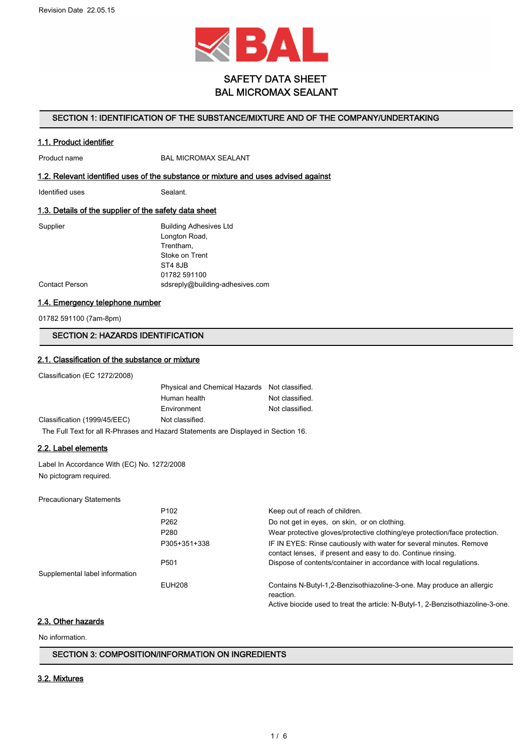Revision Date 22.05.15

# SAFETY DATA SHEET
# BAL MICROMAX SEALANT

## SECTION 1: IDENTIFICATION OF THE SUBSTANCE/MIXTURE AND OF THE COMPANY/UNDERTAKING

### 1.1. Product identifier

| | |
|---|---|
| Product name | BAL MICROMAX SEALANT |

### 1.2. Relevant identified uses of the substance or mixture and uses advised against

| | |
|---|---|
| Identified uses | Sealant. |

### 1.3. Details of the supplier of the safety data sheet

| | |
|---|---|
| Supplier | Building Adhesives Ltd<br>Longton Road,<br>Trentham,<br>Stoke on Trent<br>ST4 8JB<br>01782 591100 |
| Contact Person | sdsreply@building-adhesives.com |

### 1.4. Emergency telephone number

01782 591100 (7am-8pm)

## SECTION 2: HAZARDS IDENTIFICATION

### 2.1. Classification of the substance or mixture

| | | |
|---|---|---|
| Classification (EC 1272/2008) | | |
| | Physical and Chemical Hazards | Not classified. |
| | Human health | Not classified. |
| | Environment | Not classified. |
| Classification (1999/45/EEC) | Not classified. | |

The Full Text for all R-Phrases and Hazard Statements are Displayed in Section 16.

### 2.2. Label elements

Label In Accordance With (EC) No. 1272/2008

No pictogram required.

| | | |
|---|---|---|
| Precautionary Statements | | |
| | P102 | Keep out of reach of children. |
| | P262 | Do not get in eyes, on skin, or on clothing. |
| | P280 | Wear protective gloves/protective clothing/eye protection/face protection. |
| | P305+351+338 | IF IN EYES: Rinse cautiously with water for several minutes. Remove contact lenses, if present and easy to do. Continue rinsing. |
| | P501 | Dispose of contents/container in accordance with local regulations. |
| Supplemental label information | | |
| | EUH208 | Contains N-Butyl-1,2-Benzisothiazoline-3-one. May produce an allergic reaction.<br>Active biocide used to treat the article: N-Butyl-1, 2-Benzisothiazoline-3-one. |

### 2.3. Other hazards

No information.

## SECTION 3: COMPOSITION/INFORMATION ON INGREDIENTS

### 3.2. Mixtures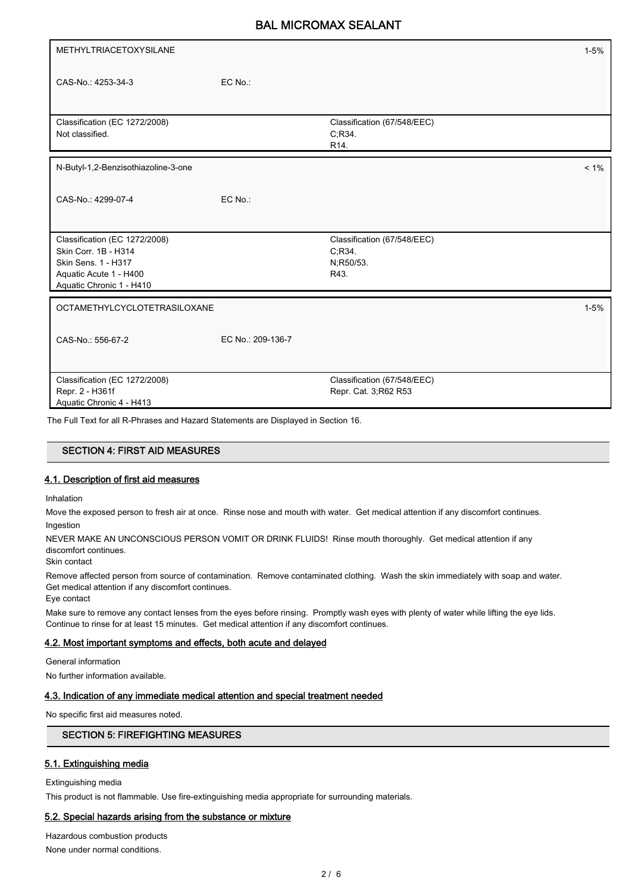| METHYLTRIACETOXYSILANE | | 1-5% |
|---|---|---|
| CAS-No.: 4253-34-3 | EC No.: | |
| Classification (EC 1272/2008)<br>Not classified. | Classification (67/548/EEC)<br>C;R34.<br>R14. | |

| N-Butyl-1,2-Benzisothiazoline-3-one | | < 1% |
|---|---|---|
| CAS-No.: 4299-07-4 | EC No.: | |
| Classification (EC 1272/2008)<br>Skin Corr. 1B - H314<br>Skin Sens. 1 - H317<br>Aquatic Acute 1 - H400<br>Aquatic Chronic 1 - H410 | Classification (67/548/EEC)<br>C;R34.<br>N;R50/53.<br>R43. | |

| OCTAMETHYLCYCLOTETRASILOXANE | | 1-5% |
|---|---|---|
| CAS-No.: 556-67-2 | EC No.: 209-136-7 | |
| Classification (EC 1272/2008)<br>Repr. 2 - H361f<br>Aquatic Chronic 4 - H413 | Classification (67/548/EEC)<br>Repr. Cat. 3;R62 R53 | |

The Full Text for all R-Phrases and Hazard Statements are Displayed in Section 16.

## SECTION 4: FIRST AID MEASURES

### 4.1. Description of first aid measures

Inhalation

Move the exposed person to fresh air at once. Rinse nose and mouth with water. Get medical attention if any discomfort continues.

Ingestion

NEVER MAKE AN UNCONSCIOUS PERSON VOMIT OR DRINK FLUIDS! Rinse mouth thoroughly. Get medical attention if any discomfort continues.

Skin contact

Remove affected person from source of contamination. Remove contaminated clothing. Wash the skin immediately with soap and water. Get medical attention if any discomfort continues.

Eye contact

Make sure to remove any contact lenses from the eyes before rinsing. Promptly wash eyes with plenty of water while lifting the eye lids. Continue to rinse for at least 15 minutes. Get medical attention if any discomfort continues.

### 4.2. Most important symptoms and effects, both acute and delayed

General information

No further information available.

### 4.3. Indication of any immediate medical attention and special treatment needed

No specific first aid measures noted.

## SECTION 5: FIREFIGHTING MEASURES

### 5.1. Extinguishing media

Extinguishing media

This product is not flammable. Use fire-extinguishing media appropriate for surrounding materials.

### 5.2. Special hazards arising from the substance or mixture

Hazardous combustion products

None under normal conditions.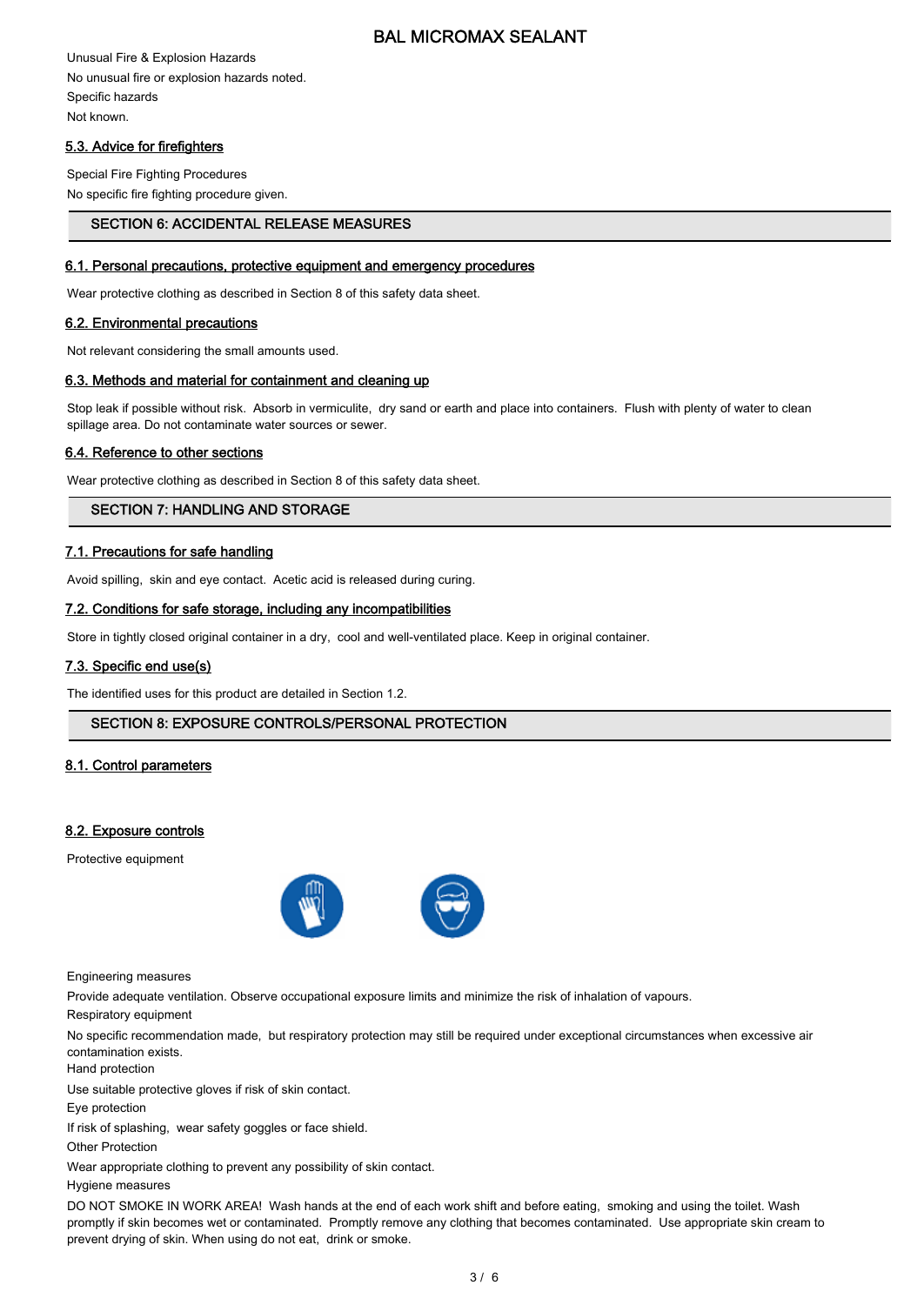Unusual Fire & Explosion Hazards

No unusual fire or explosion hazards noted.

Specific hazards

Not known.

### 5.3. Advice for firefighters

Special Fire Fighting Procedures

No specific fire fighting procedure given.

## SECTION 6: ACCIDENTAL RELEASE MEASURES

### 6.1. Personal precautions, protective equipment and emergency procedures

Wear protective clothing as described in Section 8 of this safety data sheet.

### 6.2. Environmental precautions

Not relevant considering the small amounts used.

### 6.3. Methods and material for containment and cleaning up

Stop leak if possible without risk. Absorb in vermiculite, dry sand or earth and place into containers. Flush with plenty of water to clean spillage area. Do not contaminate water sources or sewer.

### 6.4. Reference to other sections

Wear protective clothing as described in Section 8 of this safety data sheet.

## SECTION 7: HANDLING AND STORAGE

### 7.1. Precautions for safe handling

Avoid spilling, skin and eye contact. Acetic acid is released during curing.

### 7.2. Conditions for safe storage, including any incompatibilities

Store in tightly closed original container in a dry, cool and well-ventilated place. Keep in original container.

### 7.3. Specific end use(s)

The identified uses for this product are detailed in Section 1.2.

## SECTION 8: EXPOSURE CONTROLS/PERSONAL PROTECTION

### 8.1. Control parameters

### 8.2. Exposure controls

Protective equipment

Engineering measures

Provide adequate ventilation. Observe occupational exposure limits and minimize the risk of inhalation of vapours.

Respiratory equipment

No specific recommendation made, but respiratory protection may still be required under exceptional circumstances when excessive air contamination exists.

Hand protection

Use suitable protective gloves if risk of skin contact.

Eye protection

If risk of splashing, wear safety goggles or face shield.

Other Protection

Wear appropriate clothing to prevent any possibility of skin contact.

Hygiene measures

DO NOT SMOKE IN WORK AREA! Wash hands at the end of each work shift and before eating, smoking and using the toilet. Wash promptly if skin becomes wet or contaminated. Promptly remove any clothing that becomes contaminated. Use appropriate skin cream to prevent drying of skin. When using do not eat, drink or smoke.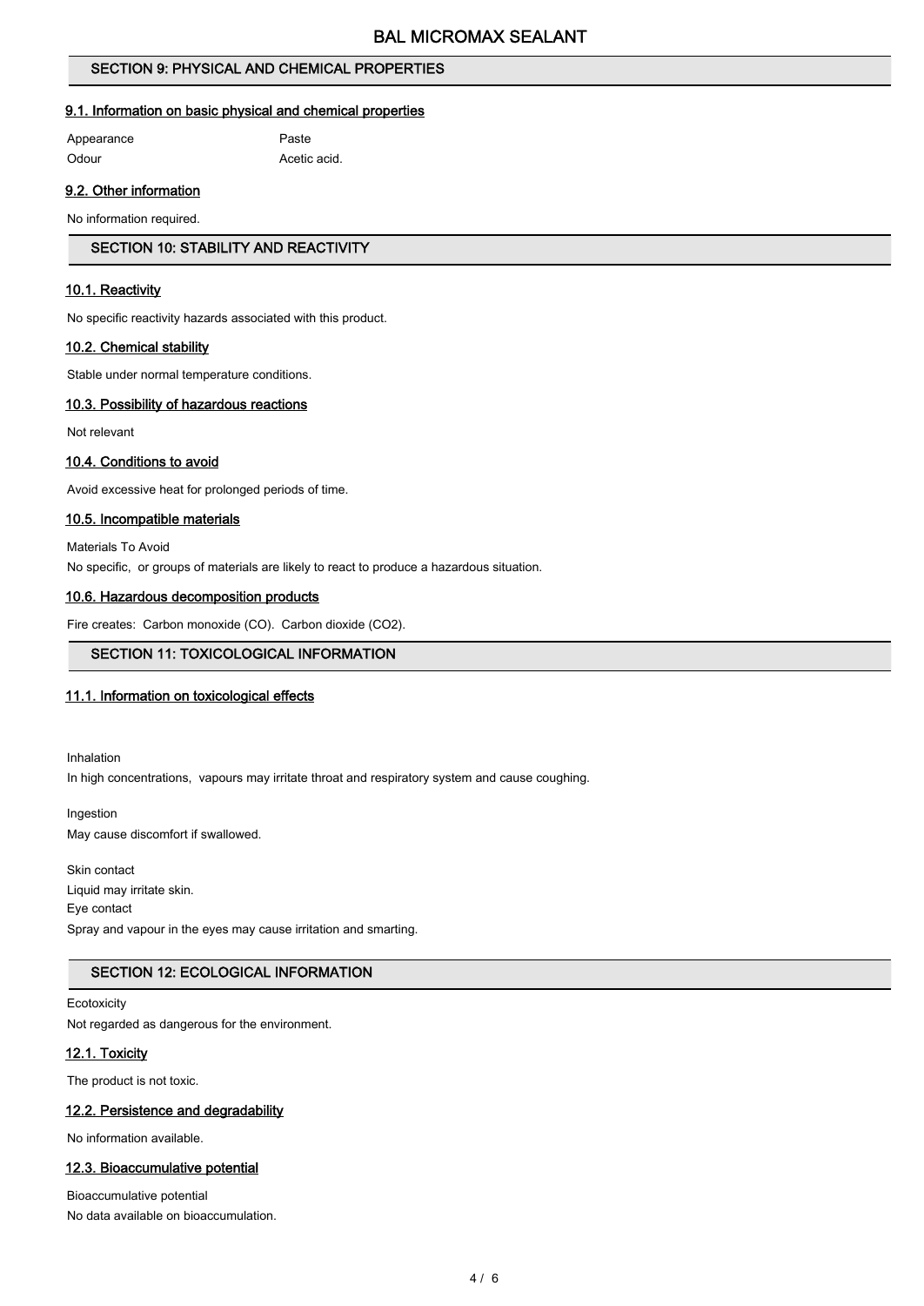## SECTION 9: PHYSICAL AND CHEMICAL PROPERTIES

### 9.1. Information on basic physical and chemical properties

| | |
|---|---|
| Appearance | Paste |
| Odour | Acetic acid. |

### 9.2. Other information

No information required.

## SECTION 10: STABILITY AND REACTIVITY

### 10.1. Reactivity

No specific reactivity hazards associated with this product.

### 10.2. Chemical stability

Stable under normal temperature conditions.

### 10.3. Possibility of hazardous reactions

Not relevant

### 10.4. Conditions to avoid

Avoid excessive heat for prolonged periods of time.

### 10.5. Incompatible materials

Materials To Avoid

No specific, or groups of materials are likely to react to produce a hazardous situation.

### 10.6. Hazardous decomposition products

Fire creates: Carbon monoxide (CO). Carbon dioxide ($CO_2$).

## SECTION 11: TOXICOLOGICAL INFORMATION

### 11.1. Information on toxicological effects

Inhalation

In high concentrations, vapours may irritate throat and respiratory system and cause coughing.

Ingestion

May cause discomfort if swallowed.

Skin contact

Liquid may irritate skin.

Eye contact

Spray and vapour in the eyes may cause irritation and smarting.

## SECTION 12: ECOLOGICAL INFORMATION

Ecotoxicity

Not regarded as dangerous for the environment.

### 12.1. Toxicity

The product is not toxic.

### 12.2. Persistence and degradability

No information available.

### 12.3. Bioaccumulative potential

Bioaccumulative potential

No data available on bioaccumulation.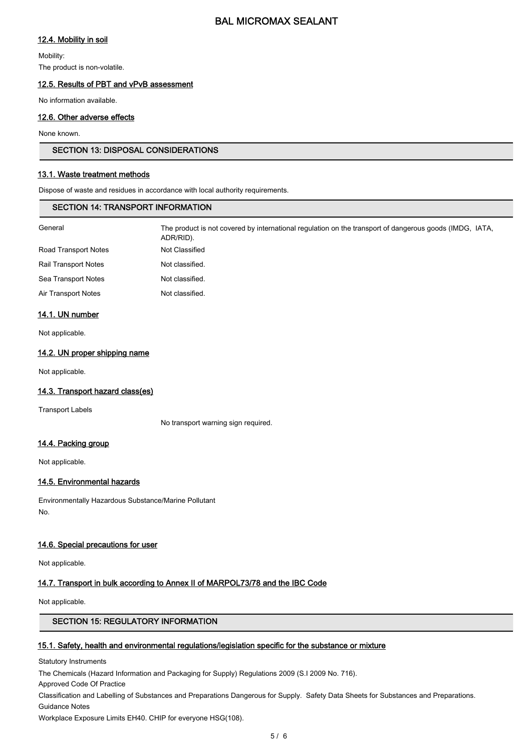### 12.4. Mobility in soil

Mobility:

The product is non-volatile.

### 12.5. Results of PBT and vPvB assessment

No information available.

### 12.6. Other adverse effects

None known.

## SECTION 13: DISPOSAL CONSIDERATIONS

### 13.1. Waste treatment methods

Dispose of waste and residues in accordance with local authority requirements.

## SECTION 14: TRANSPORT INFORMATION

| | |
|---|---|
| General | The product is not covered by international regulation on the transport of dangerous goods (IMDG, IATA, ADR/RID). |
| Road Transport Notes | Not Classified |
| Rail Transport Notes | Not classified. |
| Sea Transport Notes | Not classified. |
| Air Transport Notes | Not classified. |

### 14.1. UN number

Not applicable.

### 14.2. UN proper shipping name

Not applicable.

### 14.3. Transport hazard class(es)

Transport Labels

No transport warning sign required.

### 14.4. Packing group

Not applicable.

### 14.5. Environmental hazards

Environmentally Hazardous Substance/Marine Pollutant

No.

### 14.6. Special precautions for user

Not applicable.

### 14.7. Transport in bulk according to Annex II of MARPOL73/78 and the IBC Code

Not applicable.

## SECTION 15: REGULATORY INFORMATION

### 15.1. Safety, health and environmental regulations/legislation specific for the substance or mixture

Statutory Instruments

The Chemicals (Hazard Information and Packaging for Supply) Regulations 2009 (S.I 2009 No. 716).

Approved Code Of Practice

Classification and Labelling of Substances and Preparations Dangerous for Supply. Safety Data Sheets for Substances and Preparations.

Guidance Notes

Workplace Exposure Limits EH40. CHIP for everyone HSG(108).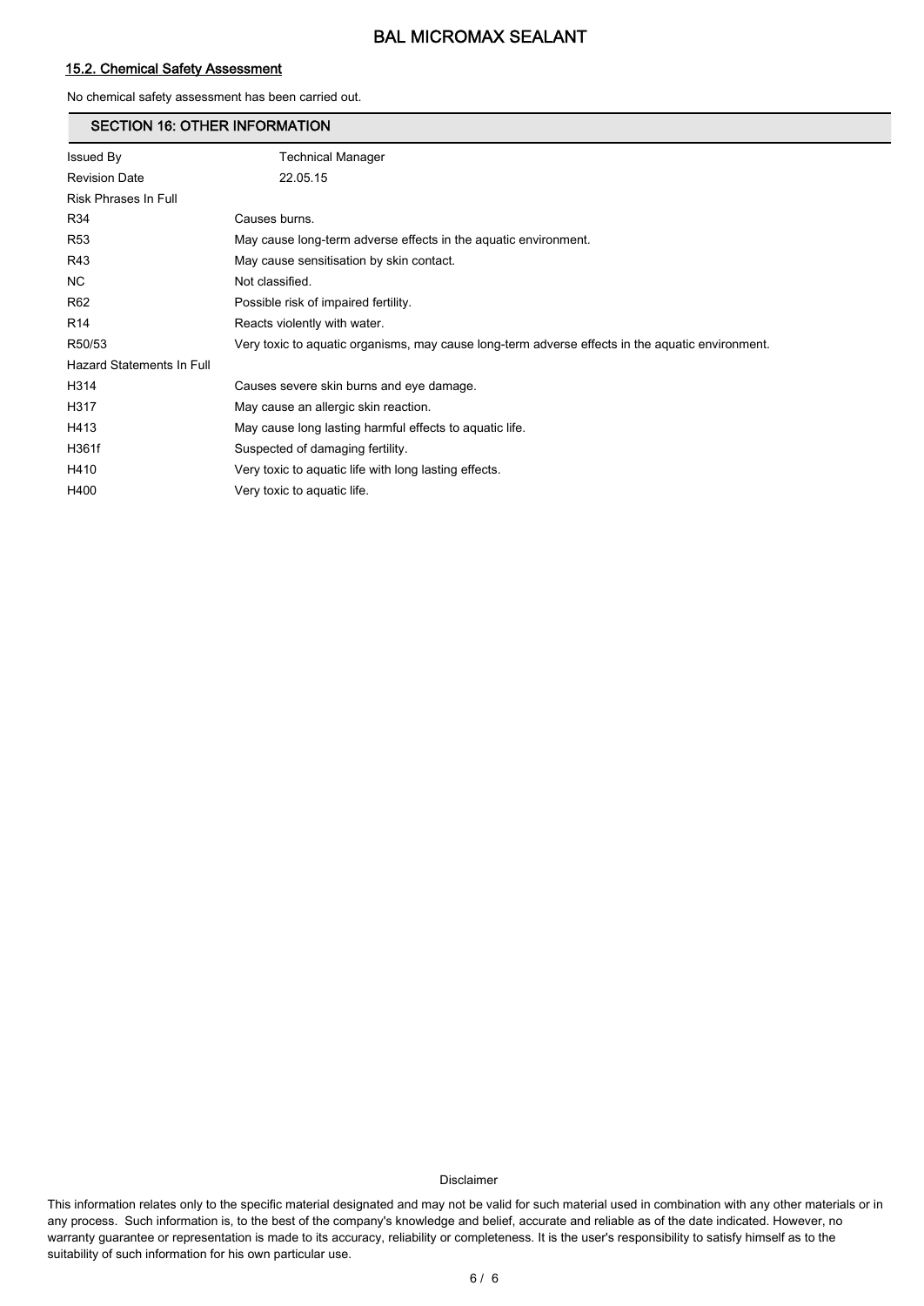### 15.2. Chemical Safety Assessment

No chemical safety assessment has been carried out.

## SECTION 16: OTHER INFORMATION

| | |
|---|---|
| Issued By | Technical Manager |
| Revision Date | 22.05.15 |
| Risk Phrases In Full | |
| R34 | Causes burns. |
| R53 | May cause long-term adverse effects in the aquatic environment. |
| R43 | May cause sensitisation by skin contact. |
| NC | Not classified. |
| R62 | Possible risk of impaired fertility. |
| R14 | Reacts violently with water. |
| R50/53 | Very toxic to aquatic organisms, may cause long-term adverse effects in the aquatic environment. |
| Hazard Statements In Full | |
| H314 | Causes severe skin burns and eye damage. |
| H317 | May cause an allergic skin reaction. |
| H413 | May cause long lasting harmful effects to aquatic life. |
| H361f | Suspected of damaging fertility. |
| H410 | Very toxic to aquatic life with long lasting effects. |
| H400 | Very toxic to aquatic life. |

Disclaimer

This information relates only to the specific material designated and may not be valid for such material used in combination with any other materials or in any process. Such information is, to the best of the company's knowledge and belief, accurate and reliable as of the date indicated. However, no warranty guarantee or representation is made to its accuracy, reliability or completeness. It is the user's responsibility to satisfy himself as to the suitability of such information for his own particular use.